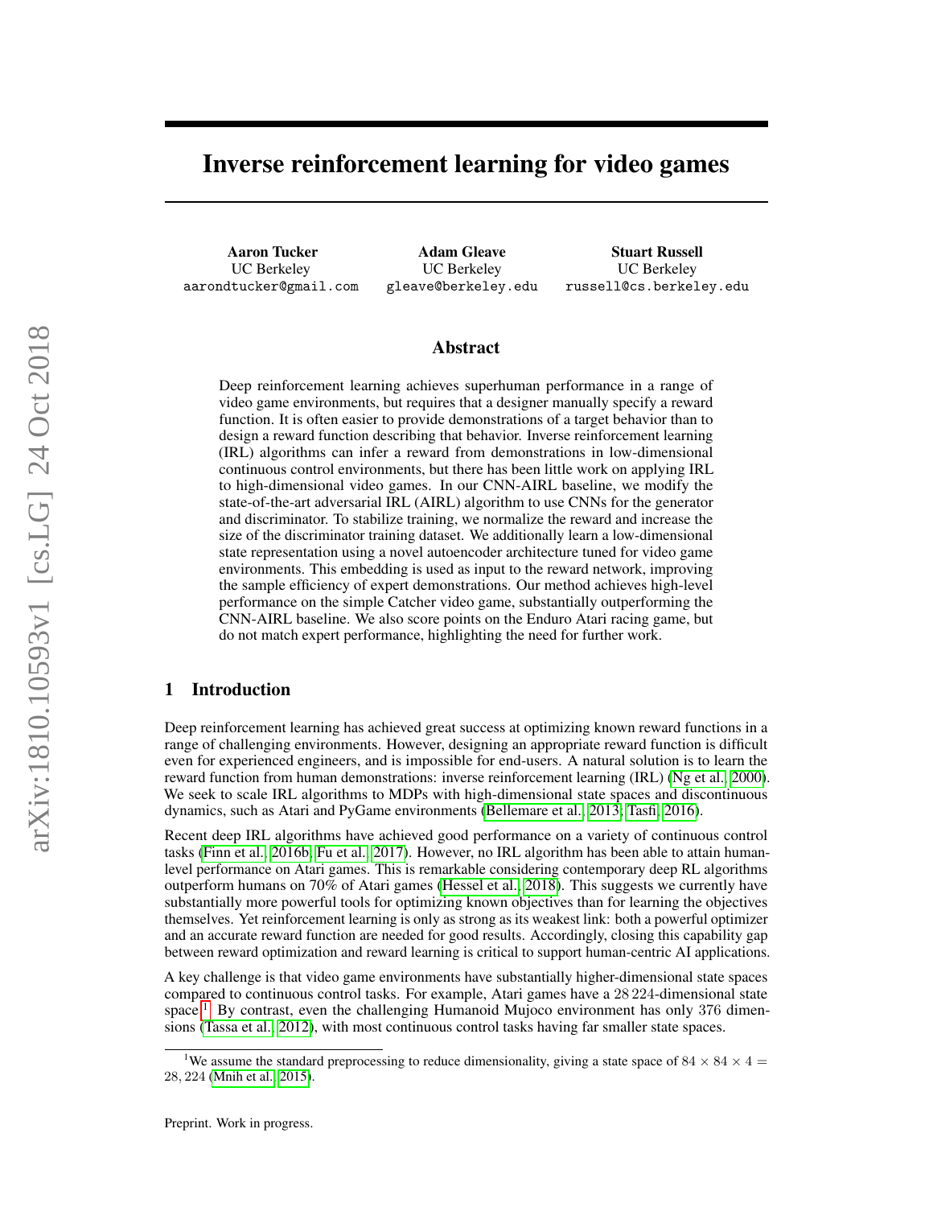# Inverse reinforcement learning for video games

**Aaron Tucker**
UC Berkeley
aarondtucker@gmail.com

**Adam Gleave**
UC Berkeley
gleave@berkeley.edu

**Stuart Russell**
UC Berkeley
russell@cs.berkeley.edu

## Abstract

Deep reinforcement learning achieves superhuman performance in a range of video game environments, but requires that a designer manually specify a reward function. It is often easier to provide demonstrations of a target behavior than to design a reward function describing that behavior. Inverse reinforcement learning (IRL) algorithms can infer a reward from demonstrations in low-dimensional continuous control environments, but there has been little work on applying IRL to high-dimensional video games. In our CNN-AIRL baseline, we modify the state-of-the-art adversarial IRL (AIRL) algorithm to use CNNs for the generator and discriminator. To stabilize training, we normalize the reward and increase the size of the discriminator training dataset. We additionally learn a low-dimensional state representation using a novel autoencoder architecture tuned for video game environments. This embedding is used as input to the reward network, improving the sample efficiency of expert demonstrations. Our method achieves high-level performance on the simple Catcher video game, substantially outperforming the CNN-AIRL baseline. We also score points on the Enduro Atari racing game, but do not match expert performance, highlighting the need for further work.

## 1 Introduction

Deep reinforcement learning has achieved great success at optimizing known reward functions in a range of challenging environments. However, designing an appropriate reward function is difficult even for experienced engineers, and is impossible for end-users. A natural solution is to learn the reward function from human demonstrations: inverse reinforcement learning (IRL) (Ng et al., 2000). We seek to scale IRL algorithms to MDPs with high-dimensional state spaces and discontinuous dynamics, such as Atari and PyGame environments (Bellemare et al., 2013; Tasfi, 2016).

Recent deep IRL algorithms have achieved good performance on a variety of continuous control tasks (Finn et al., 2016b; Fu et al., 2017). However, no IRL algorithm has been able to attain human-level performance on Atari games. This is remarkable considering contemporary deep RL algorithms outperform humans on 70% of Atari games (Hessel et al., 2018). This suggests we currently have substantially more powerful tools for optimizing known objectives than for learning the objectives themselves. Yet reinforcement learning is only as strong as its weakest link: both a powerful optimizer and an accurate reward function are needed for good results. Accordingly, closing this capability gap between reward optimization and reward learning is critical to support human-centric AI applications.

A key challenge is that video game environments have substantially higher-dimensional state spaces compared to continuous control tasks. For example, Atari games have a 28 224-dimensional state space.[1] By contrast, even the challenging Humanoid Mujoco environment has only 376 dimensions (Tassa et al., 2012), with most continuous control tasks having far smaller state spaces.

[1] We assume the standard preprocessing to reduce dimensionality, giving a state space of $84 \times 84 \times 4 = 28,224$ (Mnih et al., 2015).

Preprint. Work in progress.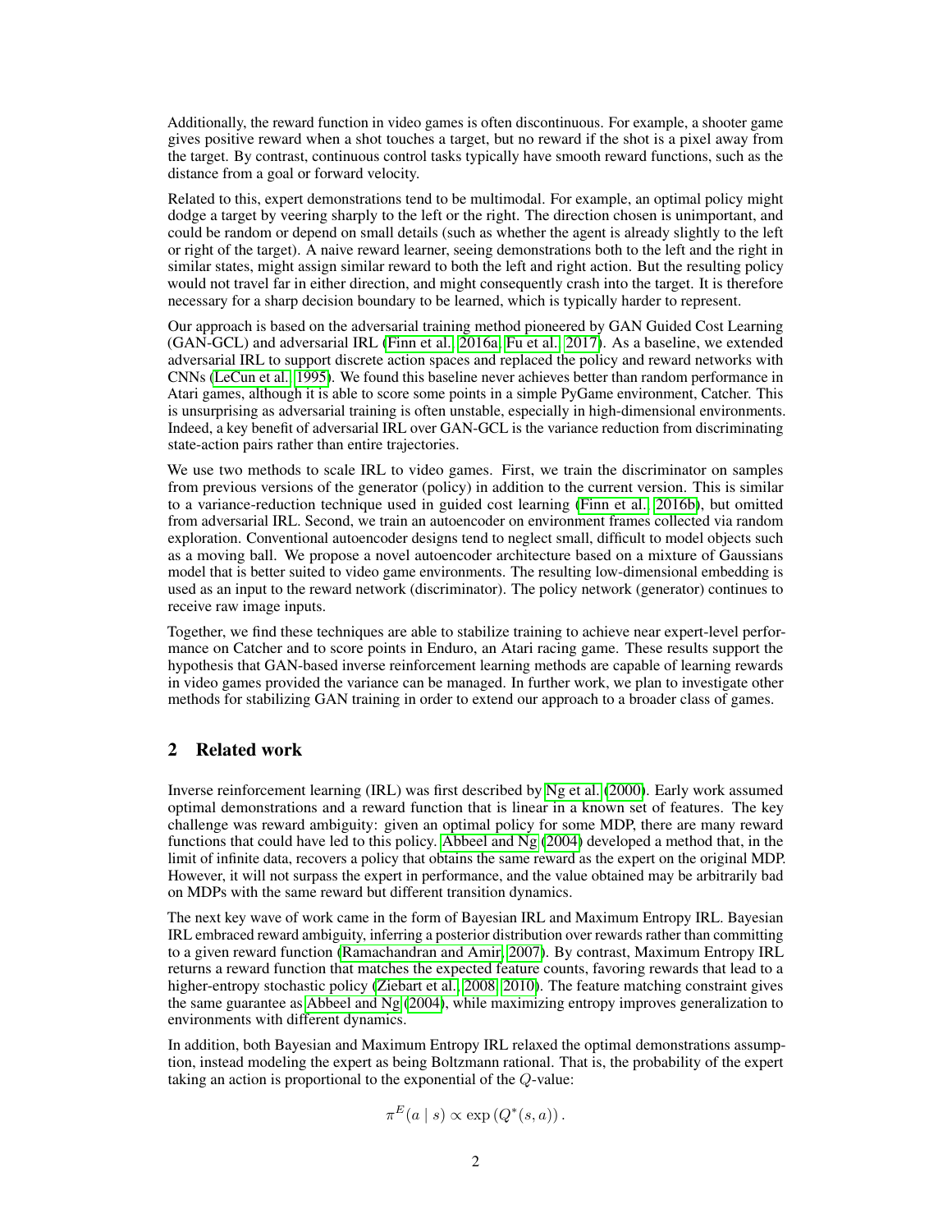Additionally, the reward function in video games is often discontinuous. For example, a shooter game gives positive reward when a shot touches a target, but no reward if the shot is a pixel away from the target. By contrast, continuous control tasks typically have smooth reward functions, such as the distance from a goal or forward velocity.

Related to this, expert demonstrations tend to be multimodal. For example, an optimal policy might dodge a target by veering sharply to the left or the right. The direction chosen is unimportant, and could be random or depend on small details (such as whether the agent is already slightly to the left or right of the target). A naive reward learner, seeing demonstrations both to the left and the right in similar states, might assign similar reward to both the left and right action. But the resulting policy would not travel far in either direction, and might consequently crash into the target. It is therefore necessary for a sharp decision boundary to be learned, which is typically harder to represent.

Our approach is based on the adversarial training method pioneered by GAN Guided Cost Learning (GAN-GCL) and adversarial IRL (Finn et al., 2016a; Fu et al., 2017). As a baseline, we extended adversarial IRL to support discrete action spaces and replaced the policy and reward networks with CNNs (LeCun et al., 1995). We found this baseline never achieves better than random performance in Atari games, although it is able to score some points in a simple PyGame environment, Catcher. This is unsurprising as adversarial training is often unstable, especially in high-dimensional environments. Indeed, a key benefit of adversarial IRL over GAN-GCL is the variance reduction from discriminating state-action pairs rather than entire trajectories.

We use two methods to scale IRL to video games. First, we train the discriminator on samples from previous versions of the generator (policy) in addition to the current version. This is similar to a variance-reduction technique used in guided cost learning (Finn et al., 2016b), but omitted from adversarial IRL. Second, we train an autoencoder on environment frames collected via random exploration. Conventional autoencoder designs tend to neglect small, difficult to model objects such as a moving ball. We propose a novel autoencoder architecture based on a mixture of Gaussians model that is better suited to video game environments. The resulting low-dimensional embedding is used as an input to the reward network (discriminator). The policy network (generator) continues to receive raw image inputs.

Together, we find these techniques are able to stabilize training to achieve near expert-level performance on Catcher and to score points in Enduro, an Atari racing game. These results support the hypothesis that GAN-based inverse reinforcement learning methods are capable of learning rewards in video games provided the variance can be managed. In further work, we plan to investigate other methods for stabilizing GAN training in order to extend our approach to a broader class of games.

## 2 Related work

Inverse reinforcement learning (IRL) was first described by Ng et al. (2000). Early work assumed optimal demonstrations and a reward function that is linear in a known set of features. The key challenge was reward ambiguity: given an optimal policy for some MDP, there are many reward functions that could have led to this policy. Abbeel and Ng (2004) developed a method that, in the limit of infinite data, recovers a policy that obtains the same reward as the expert on the original MDP. However, it will not surpass the expert in performance, and the value obtained may be arbitrarily bad on MDPs with the same reward but different transition dynamics.

The next key wave of work came in the form of Bayesian IRL and Maximum Entropy IRL. Bayesian IRL embraced reward ambiguity, inferring a posterior distribution over rewards rather than committing to a given reward function (Ramachandran and Amir, 2007). By contrast, Maximum Entropy IRL returns a reward function that matches the expected feature counts, favoring rewards that lead to a higher-entropy stochastic policy (Ziebart et al., 2008, 2010). The feature matching constraint gives the same guarantee as Abbeel and Ng (2004), while maximizing entropy improves generalization to environments with different dynamics.

In addition, both Bayesian and Maximum Entropy IRL relaxed the optimal demonstrations assumption, instead modeling the expert as being Boltzmann rational. That is, the probability of the expert taking an action is proportional to the exponential of the $Q$-value:

$$\pi^E(a \mid s) \propto \exp\left(Q^*(s, a)\right).$$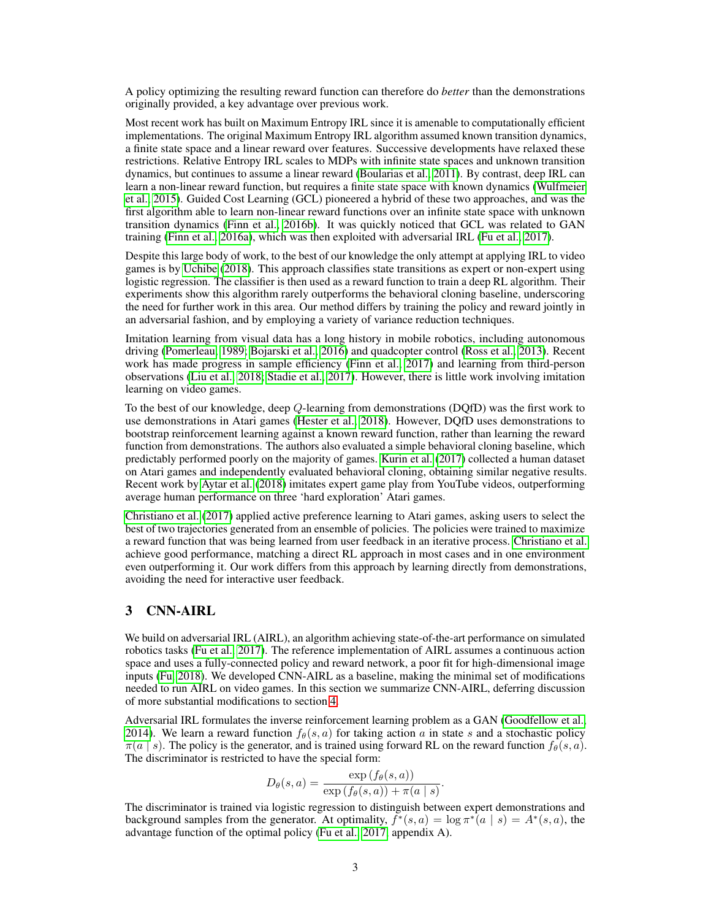A policy optimizing the resulting reward function can therefore do *better* than the demonstrations originally provided, a key advantage over previous work.

Most recent work has built on Maximum Entropy IRL since it is amenable to computationally efficient implementations. The original Maximum Entropy IRL algorithm assumed known transition dynamics, a finite state space and a linear reward over features. Successive developments have relaxed these restrictions. Relative Entropy IRL scales to MDPs with infinite state spaces and unknown transition dynamics, but continues to assume a linear reward (Boularias et al., 2011). By contrast, deep IRL can learn a non-linear reward function, but requires a finite state space with known dynamics (Wulfmeier et al., 2015). Guided Cost Learning (GCL) pioneered a hybrid of these two approaches, and was the first algorithm able to learn non-linear reward functions over an infinite state space with unknown transition dynamics (Finn et al., 2016b). It was quickly noticed that GCL was related to GAN training (Finn et al., 2016a), which was then exploited with adversarial IRL (Fu et al., 2017).

Despite this large body of work, to the best of our knowledge the only attempt at applying IRL to video games is by Uchibe (2018). This approach classifies state transitions as expert or non-expert using logistic regression. The classifier is then used as a reward function to train a deep RL algorithm. Their experiments show this algorithm rarely outperforms the behavioral cloning baseline, underscoring the need for further work in this area. Our method differs by training the policy and reward jointly in an adversarial fashion, and by employing a variety of variance reduction techniques.

Imitation learning from visual data has a long history in mobile robotics, including autonomous driving (Pomerleau, 1989; Bojarski et al., 2016) and quadcopter control (Ross et al., 2013). Recent work has made progress in sample efficiency (Finn et al., 2017) and learning from third-person observations (Liu et al., 2018; Stadie et al., 2017). However, there is little work involving imitation learning on video games.

To the best of our knowledge, deep $Q$-learning from demonstrations (DQfD) was the first work to use demonstrations in Atari games (Hester et al., 2018). However, DQfD uses demonstrations to bootstrap reinforcement learning against a known reward function, rather than learning the reward function from demonstrations. The authors also evaluated a simple behavioral cloning baseline, which predictably performed poorly on the majority of games. Kurin et al. (2017) collected a human dataset on Atari games and independently evaluated behavioral cloning, obtaining similar negative results. Recent work by Aytar et al. (2018) imitates expert game play from YouTube videos, outperforming average human performance on three 'hard exploration' Atari games.

Christiano et al. (2017) applied active preference learning to Atari games, asking users to select the best of two trajectories generated from an ensemble of policies. The policies were trained to maximize a reward function that was being learned from user feedback in an iterative process. Christiano et al. achieve good performance, matching a direct RL approach in most cases and in one environment even outperforming it. Our work differs from this approach by learning directly from demonstrations, avoiding the need for interactive user feedback.

## 3 CNN-AIRL

We build on adversarial IRL (AIRL), an algorithm achieving state-of-the-art performance on simulated robotics tasks (Fu et al., 2017). The reference implementation of AIRL assumes a continuous action space and uses a fully-connected policy and reward network, a poor fit for high-dimensional image inputs (Fu, 2018). We developed CNN-AIRL as a baseline, making the minimal set of modifications needed to run AIRL on video games. In this section we summarize CNN-AIRL, deferring discussion of more substantial modifications to section 4.

Adversarial IRL formulates the inverse reinforcement learning problem as a GAN (Goodfellow et al., 2014). We learn a reward function $f_\theta(s, a)$ for taking action $a$ in state $s$ and a stochastic policy $\pi(a \mid s)$. The policy is the generator, and is trained using forward RL on the reward function $f_\theta(s, a)$. The discriminator is restricted to have the special form:

$$D_\theta(s, a) = \frac{\exp\left(f_\theta(s, a)\right)}{\exp\left(f_\theta(s, a)\right) + \pi(a \mid s)}.$$

The discriminator is trained via logistic regression to distinguish between expert demonstrations and background samples from the generator. At optimality, $f^*(s, a) = \log \pi^*(a \mid s) = A^*(s, a)$, the advantage function of the optimal policy (Fu et al., 2017, appendix A).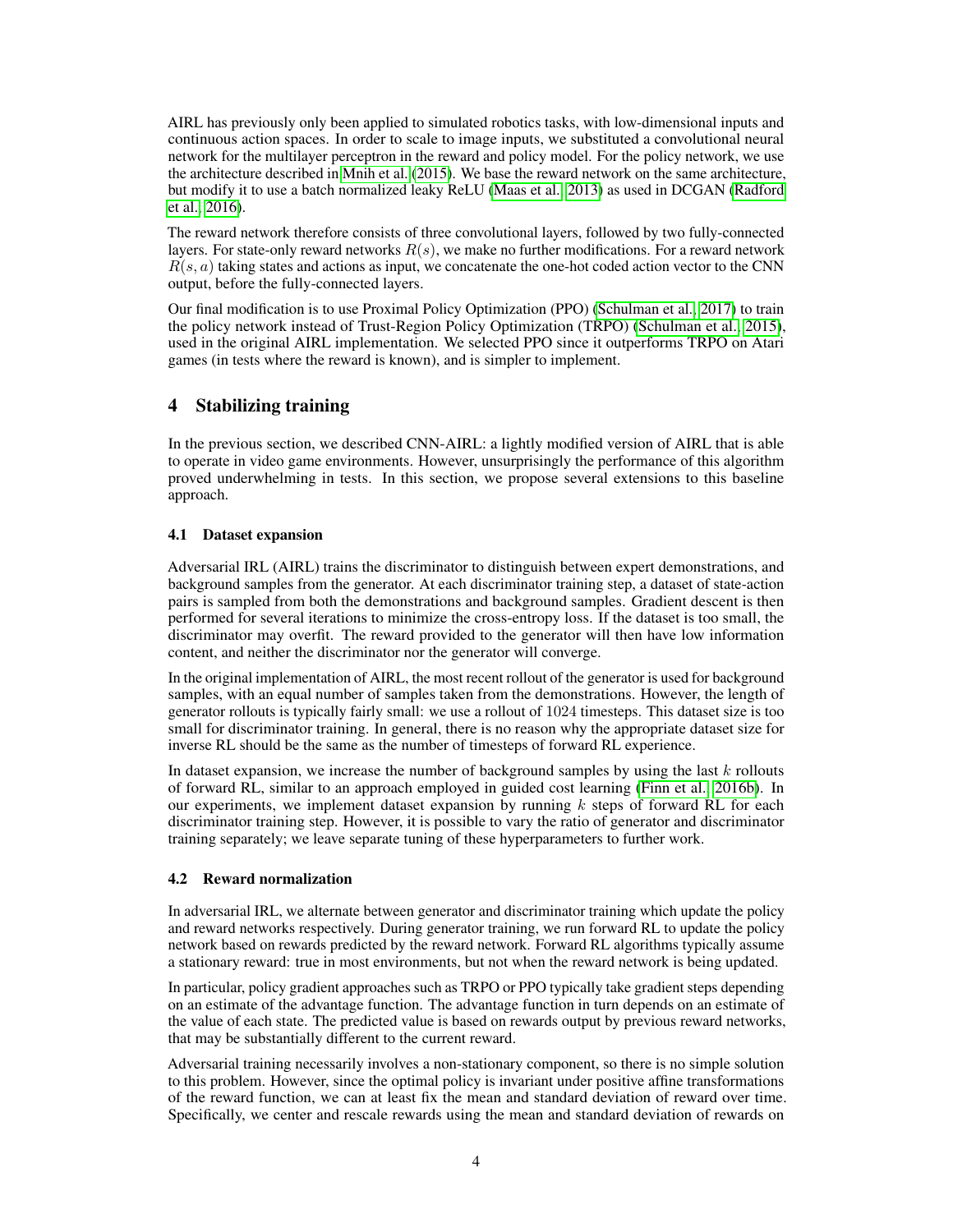AIRL has previously only been applied to simulated robotics tasks, with low-dimensional inputs and continuous action spaces. In order to scale to image inputs, we substituted a convolutional neural network for the multilayer perceptron in the reward and policy model. For the policy network, we use the architecture described in Mnih et al. (2015). We base the reward network on the same architecture, but modify it to use a batch normalized leaky ReLU (Maas et al., 2013) as used in DCGAN (Radford et al., 2016).

The reward network therefore consists of three convolutional layers, followed by two fully-connected layers. For state-only reward networks $R(s)$, we make no further modifications. For a reward network $R(s, a)$ taking states and actions as input, we concatenate the one-hot coded action vector to the CNN output, before the fully-connected layers.

Our final modification is to use Proximal Policy Optimization (PPO) (Schulman et al., 2017) to train the policy network instead of Trust-Region Policy Optimization (TRPO) (Schulman et al., 2015), used in the original AIRL implementation. We selected PPO since it outperforms TRPO on Atari games (in tests where the reward is known), and is simpler to implement.

## 4 Stabilizing training

In the previous section, we described CNN-AIRL: a lightly modified version of AIRL that is able to operate in video game environments. However, unsurprisingly the performance of this algorithm proved underwhelming in tests. In this section, we propose several extensions to this baseline approach.

### 4.1 Dataset expansion

Adversarial IRL (AIRL) trains the discriminator to distinguish between expert demonstrations, and background samples from the generator. At each discriminator training step, a dataset of state-action pairs is sampled from both the demonstrations and background samples. Gradient descent is then performed for several iterations to minimize the cross-entropy loss. If the dataset is too small, the discriminator may overfit. The reward provided to the generator will then have low information content, and neither the discriminator nor the generator will converge.

In the original implementation of AIRL, the most recent rollout of the generator is used for background samples, with an equal number of samples taken from the demonstrations. However, the length of generator rollouts is typically fairly small: we use a rollout of $1024$ timesteps. This dataset size is too small for discriminator training. In general, there is no reason why the appropriate dataset size for inverse RL should be the same as the number of timesteps of forward RL experience.

In dataset expansion, we increase the number of background samples by using the last $k$ rollouts of forward RL, similar to an approach employed in guided cost learning (Finn et al., 2016b). In our experiments, we implement dataset expansion by running $k$ steps of forward RL for each discriminator training step. However, it is possible to vary the ratio of generator and discriminator training separately; we leave separate tuning of these hyperparameters to further work.

### 4.2 Reward normalization

In adversarial IRL, we alternate between generator and discriminator training which update the policy and reward networks respectively. During generator training, we run forward RL to update the policy network based on rewards predicted by the reward network. Forward RL algorithms typically assume a stationary reward: true in most environments, but not when the reward network is being updated.

In particular, policy gradient approaches such as TRPO or PPO typically take gradient steps depending on an estimate of the advantage function. The advantage function in turn depends on an estimate of the value of each state. The predicted value is based on rewards output by previous reward networks, that may be substantially different to the current reward.

Adversarial training necessarily involves a non-stationary component, so there is no simple solution to this problem. However, since the optimal policy is invariant under positive affine transformations of the reward function, we can at least fix the mean and standard deviation of reward over time. Specifically, we center and rescale rewards using the mean and standard deviation of rewards on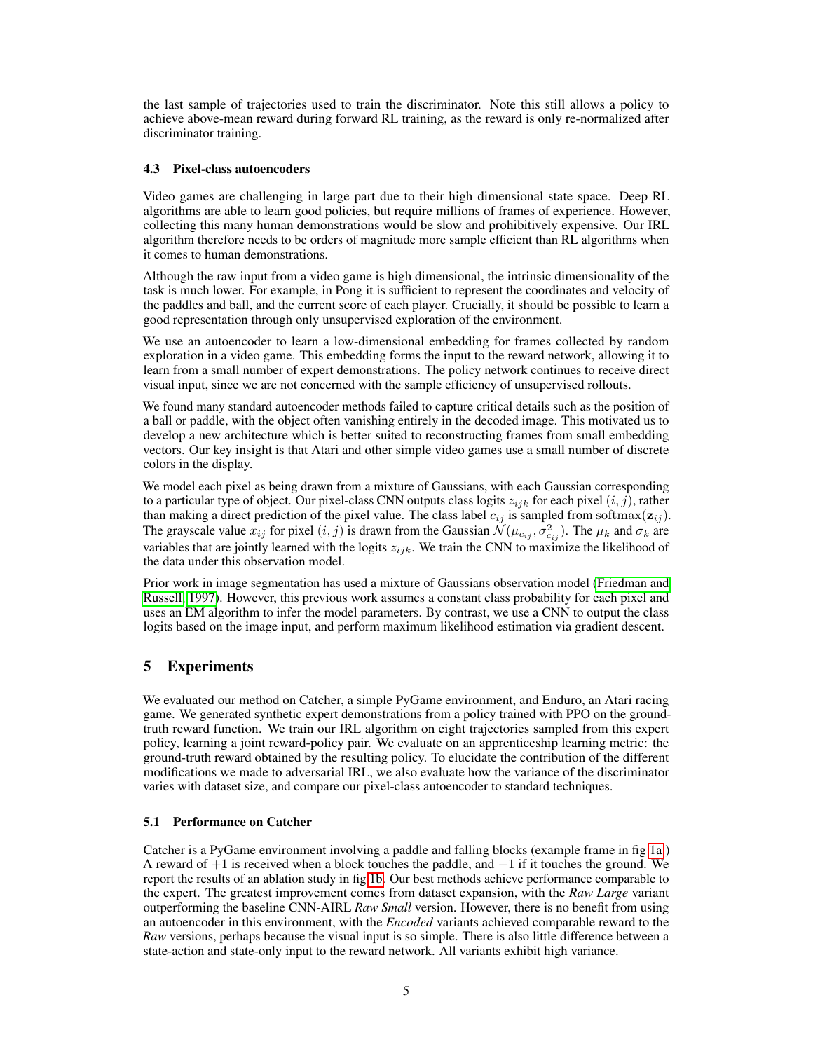the last sample of trajectories used to train the discriminator. Note this still allows a policy to achieve above-mean reward during forward RL training, as the reward is only re-normalized after discriminator training.

### 4.3 Pixel-class autoencoders

Video games are challenging in large part due to their high dimensional state space. Deep RL algorithms are able to learn good policies, but require millions of frames of experience. However, collecting this many human demonstrations would be slow and prohibitively expensive. Our IRL algorithm therefore needs to be orders of magnitude more sample efficient than RL algorithms when it comes to human demonstrations.

Although the raw input from a video game is high dimensional, the intrinsic dimensionality of the task is much lower. For example, in Pong it is sufficient to represent the coordinates and velocity of the paddles and ball, and the current score of each player. Crucially, it should be possible to learn a good representation through only unsupervised exploration of the environment.

We use an autoencoder to learn a low-dimensional embedding for frames collected by random exploration in a video game. This embedding forms the input to the reward network, allowing it to learn from a small number of expert demonstrations. The policy network continues to receive direct visual input, since we are not concerned with the sample efficiency of unsupervised rollouts.

We found many standard autoencoder methods failed to capture critical details such as the position of a ball or paddle, with the object often vanishing entirely in the decoded image. This motivated us to develop a new architecture which is better suited to reconstructing frames from small embedding vectors. Our key insight is that Atari and other simple video games use a small number of discrete colors in the display.

We model each pixel as being drawn from a mixture of Gaussians, with each Gaussian corresponding to a particular type of object. Our pixel-class CNN outputs class logits $z_{ijk}$ for each pixel $(i, j)$, rather than making a direct prediction of the pixel value. The class label $c_{ij}$ is sampled from $\mathrm{softmax}(\mathbf{z}_{ij})$. The grayscale value $x_{ij}$ for pixel $(i, j)$ is drawn from the Gaussian $\mathcal{N}(\mu_{c_{ij}}, \sigma^2_{c_{ij}})$. The $\mu_k$ and $\sigma_k$ are variables that are jointly learned with the logits $z_{ijk}$. We train the CNN to maximize the likelihood of the data under this observation model.

Prior work in image segmentation has used a mixture of Gaussians observation model (Friedman and Russell, 1997). However, this previous work assumes a constant class probability for each pixel and uses an EM algorithm to infer the model parameters. By contrast, we use a CNN to output the class logits based on the image input, and perform maximum likelihood estimation via gradient descent.

## 5 Experiments

We evaluated our method on Catcher, a simple PyGame environment, and Enduro, an Atari racing game. We generated synthetic expert demonstrations from a policy trained with PPO on the ground-truth reward function. We train our IRL algorithm on eight trajectories sampled from this expert policy, learning a joint reward-policy pair. We evaluate on an apprenticeship learning metric: the ground-truth reward obtained by the resulting policy. To elucidate the contribution of the different modifications we made to adversarial IRL, we also evaluate how the variance of the discriminator varies with dataset size, and compare our pixel-class autoencoder to standard techniques.

### 5.1 Performance on Catcher

Catcher is a PyGame environment involving a paddle and falling blocks (example frame in fig 1a.) A reward of $+1$ is received when a block touches the paddle, and $-1$ if it touches the ground. We report the results of an ablation study in fig 1b. Our best methods achieve performance comparable to the expert. The greatest improvement comes from dataset expansion, with the *Raw Large* variant outperforming the baseline CNN-AIRL *Raw Small* version. However, there is no benefit from using an autoencoder in this environment, with the *Encoded* variants achieved comparable reward to the *Raw* versions, perhaps because the visual input is so simple. There is also little difference between a state-action and state-only input to the reward network. All variants exhibit high variance.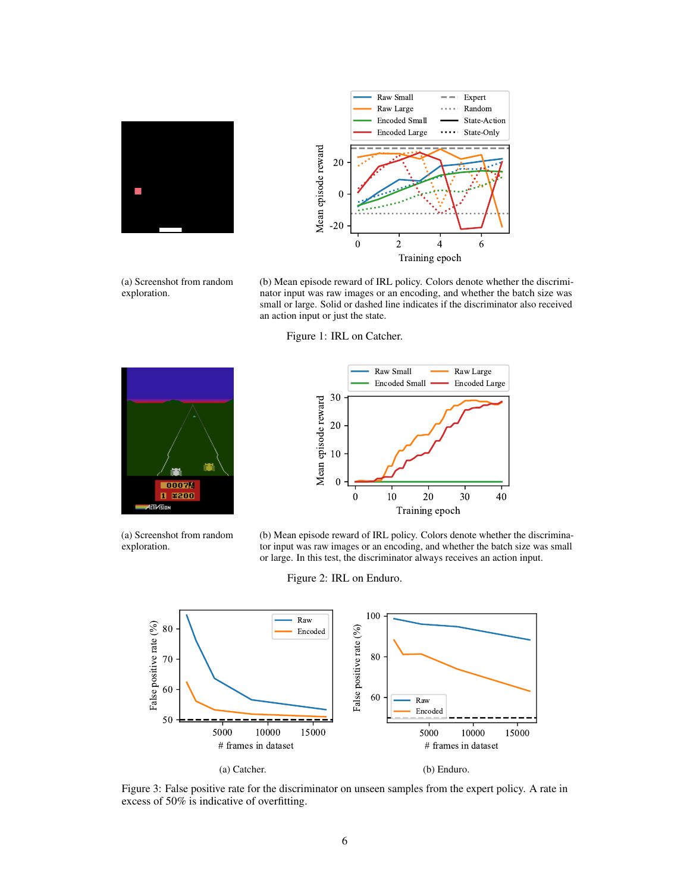(a) Screenshot from random exploration.

(b) Mean episode reward of IRL policy. Colors denote whether the discriminator input was raw images or an encoding, and whether the batch size was small or large. Solid or dashed line indicates if the discriminator also received an action input or just the state.

Figure 1: IRL on Catcher.

(a) Screenshot from random exploration.

(b) Mean episode reward of IRL policy. Colors denote whether the discriminator input was raw images or an encoding, and whether the batch size was small or large. In this test, the discriminator always receives an action input.

Figure 2: IRL on Enduro.

(a) Catcher.

(b) Enduro.

Figure 3: False positive rate for the discriminator on unseen samples from the expert policy. A rate in excess of 50% is indicative of overfitting.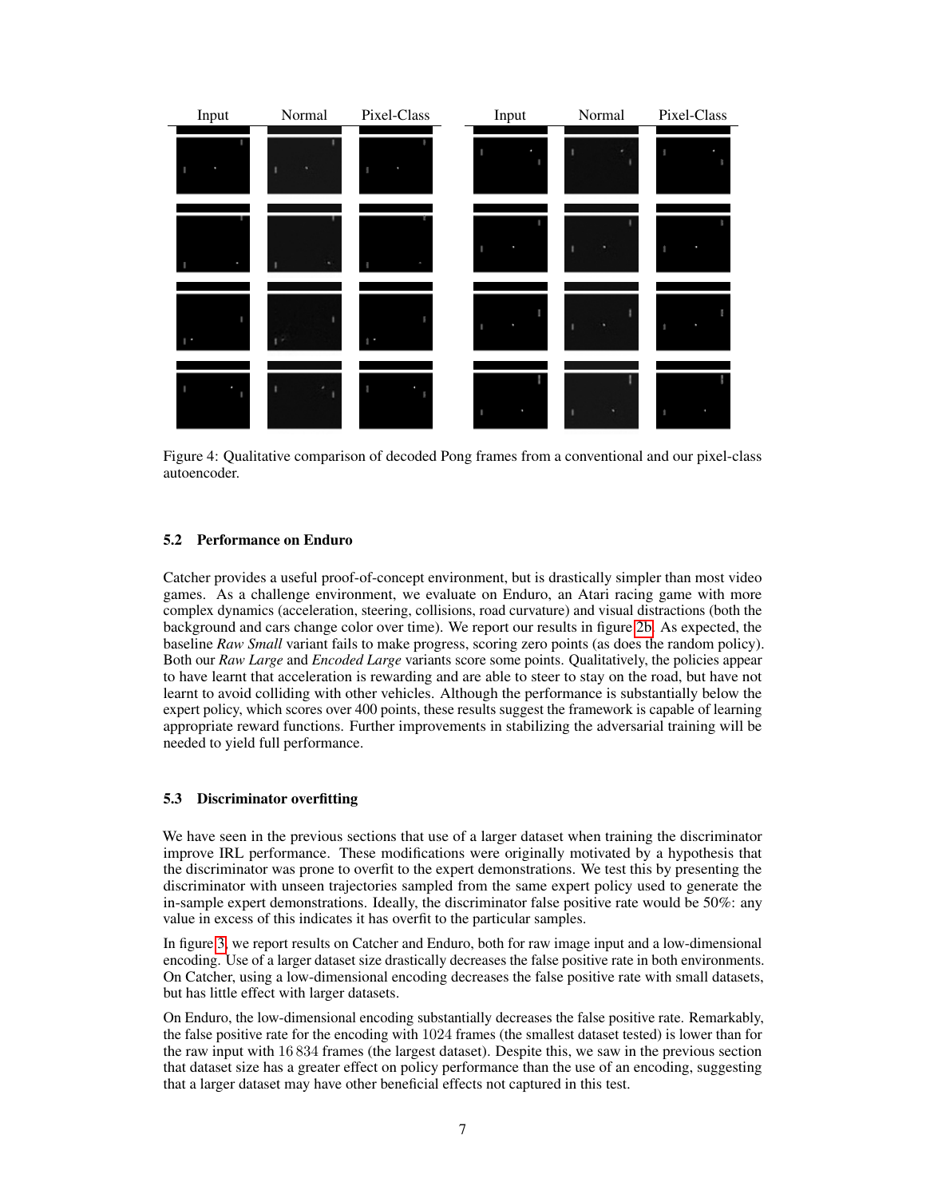Figure 4: Qualitative comparison of decoded Pong frames from a conventional and our pixel-class autoencoder.

### 5.2 Performance on Enduro

Catcher provides a useful proof-of-concept environment, but is drastically simpler than most video games. As a challenge environment, we evaluate on Enduro, an Atari racing game with more complex dynamics (acceleration, steering, collisions, road curvature) and visual distractions (both the background and cars change color over time). We report our results in figure 2b. As expected, the baseline *Raw Small* variant fails to make progress, scoring zero points (as does the random policy). Both our *Raw Large* and *Encoded Large* variants score some points. Qualitatively, the policies appear to have learnt that acceleration is rewarding and are able to steer to stay on the road, but have not learnt to avoid colliding with other vehicles. Although the performance is substantially below the expert policy, which scores over 400 points, these results suggest the framework is capable of learning appropriate reward functions. Further improvements in stabilizing the adversarial training will be needed to yield full performance.

### 5.3 Discriminator overfitting

We have seen in the previous sections that use of a larger dataset when training the discriminator improve IRL performance. These modifications were originally motivated by a hypothesis that the discriminator was prone to overfit to the expert demonstrations. We test this by presenting the discriminator with unseen trajectories sampled from the same expert policy used to generate the in-sample expert demonstrations. Ideally, the discriminator false positive rate would be 50%: any value in excess of this indicates it has overfit to the particular samples.

In figure 3, we report results on Catcher and Enduro, both for raw image input and a low-dimensional encoding. Use of a larger dataset size drastically decreases the false positive rate in both environments. On Catcher, using a low-dimensional encoding decreases the false positive rate with small datasets, but has little effect with larger datasets.

On Enduro, the low-dimensional encoding substantially decreases the false positive rate. Remarkably, the false positive rate for the encoding with 1024 frames (the smallest dataset tested) is lower than for the raw input with 16 834 frames (the largest dataset). Despite this, we saw in the previous section that dataset size has a greater effect on policy performance than the use of an encoding, suggesting that a larger dataset may have other beneficial effects not captured in this test.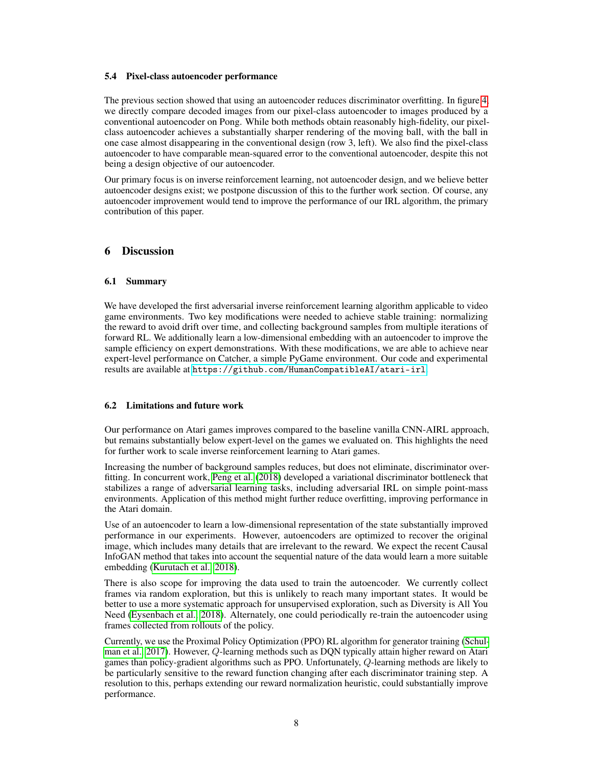### 5.4 Pixel-class autoencoder performance

The previous section showed that using an autoencoder reduces discriminator overfitting. In figure 4, we directly compare decoded images from our pixel-class autoencoder to images produced by a conventional autoencoder on Pong. While both methods obtain reasonably high-fidelity, our pixel-class autoencoder achieves a substantially sharper rendering of the moving ball, with the ball in one case almost disappearing in the conventional design (row 3, left). We also find the pixel-class autoencoder to have comparable mean-squared error to the conventional autoencoder, despite this not being a design objective of our autoencoder.

Our primary focus is on inverse reinforcement learning, not autoencoder design, and we believe better autoencoder designs exist; we postpone discussion of this to the further work section. Of course, any autoencoder improvement would tend to improve the performance of our IRL algorithm, the primary contribution of this paper.

## 6 Discussion

### 6.1 Summary

We have developed the first adversarial inverse reinforcement learning algorithm applicable to video game environments. Two key modifications were needed to achieve stable training: normalizing the reward to avoid drift over time, and collecting background samples from multiple iterations of forward RL. We additionally learn a low-dimensional embedding with an autoencoder to improve the sample efficiency on expert demonstrations. With these modifications, we are able to achieve near expert-level performance on Catcher, a simple PyGame environment. Our code and experimental results are available at `https://github.com/HumanCompatibleAI/atari-irl`.

### 6.2 Limitations and future work

Our performance on Atari games improves compared to the baseline vanilla CNN-AIRL approach, but remains substantially below expert-level on the games we evaluated on. This highlights the need for further work to scale inverse reinforcement learning to Atari games.

Increasing the number of background samples reduces, but does not eliminate, discriminator overfitting. In concurrent work, Peng et al. (2018) developed a variational discriminator bottleneck that stabilizes a range of adversarial learning tasks, including adversarial IRL on simple point-mass environments. Application of this method might further reduce overfitting, improving performance in the Atari domain.

Use of an autoencoder to learn a low-dimensional representation of the state substantially improved performance in our experiments. However, autoencoders are optimized to recover the original image, which includes many details that are irrelevant to the reward. We expect the recent Causal InfoGAN method that takes into account the sequential nature of the data would learn a more suitable embedding (Kurutach et al., 2018).

There is also scope for improving the data used to train the autoencoder. We currently collect frames via random exploration, but this is unlikely to reach many important states. It would be better to use a more systematic approach for unsupervised exploration, such as Diversity is All You Need (Eysenbach et al., 2018). Alternately, one could periodically re-train the autoencoder using frames collected from rollouts of the policy.

Currently, we use the Proximal Policy Optimization (PPO) RL algorithm for generator training (Schulman et al., 2017). However, $Q$-learning methods such as DQN typically attain higher reward on Atari games than policy-gradient algorithms such as PPO. Unfortunately, $Q$-learning methods are likely to be particularly sensitive to the reward function changing after each discriminator training step. A resolution to this, perhaps extending our reward normalization heuristic, could substantially improve performance.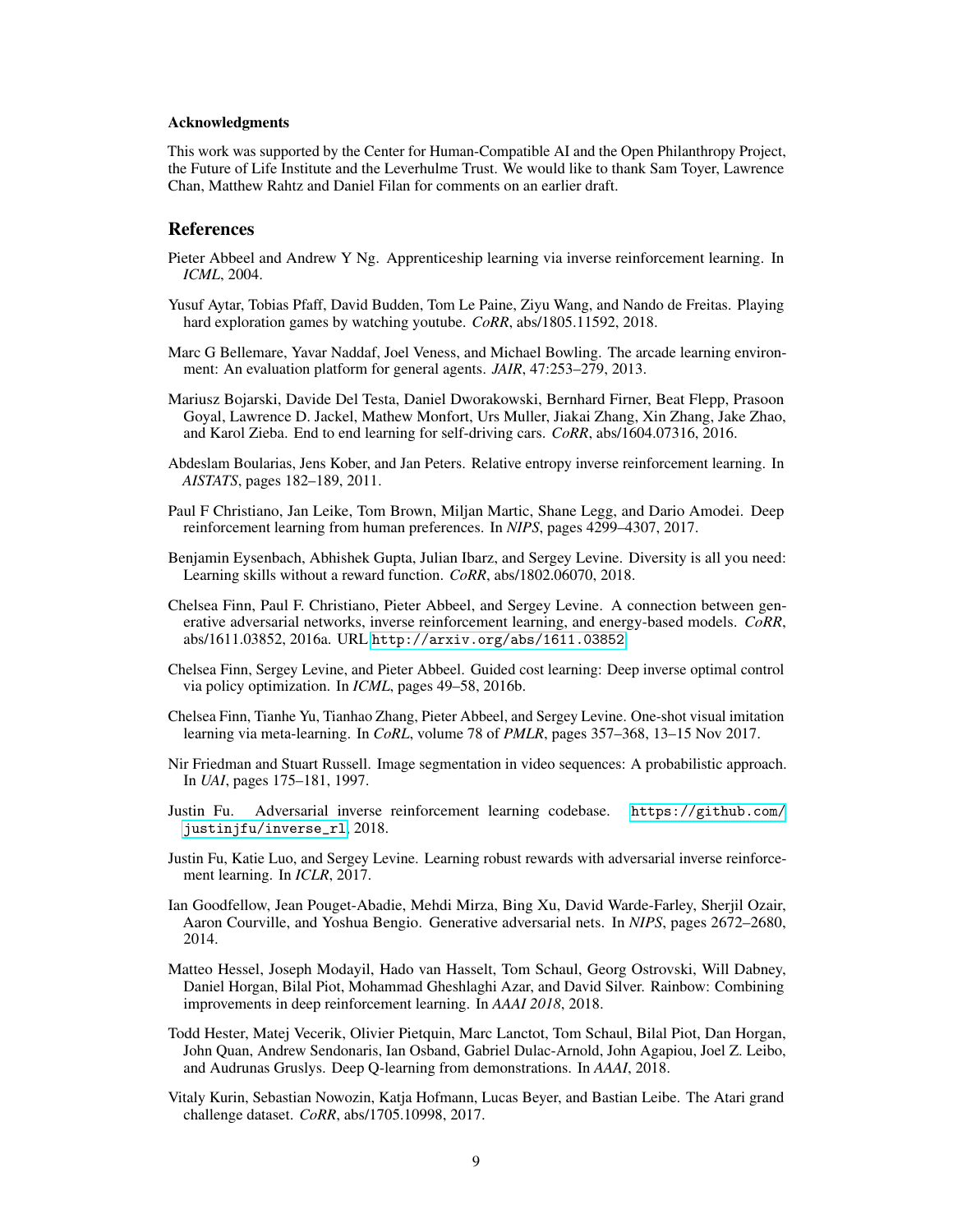#### Acknowledgments

This work was supported by the Center for Human-Compatible AI and the Open Philanthropy Project, the Future of Life Institute and the Leverhulme Trust. We would like to thank Sam Toyer, Lawrence Chan, Matthew Rahtz and Daniel Filan for comments on an earlier draft.

## References

Pieter Abbeel and Andrew Y Ng. Apprenticeship learning via inverse reinforcement learning. In *ICML*, 2004.

Yusuf Aytar, Tobias Pfaff, David Budden, Tom Le Paine, Ziyu Wang, and Nando de Freitas. Playing hard exploration games by watching youtube. *CoRR*, abs/1805.11592, 2018.

Marc G Bellemare, Yavar Naddaf, Joel Veness, and Michael Bowling. The arcade learning environment: An evaluation platform for general agents. *JAIR*, 47:253–279, 2013.

Mariusz Bojarski, Davide Del Testa, Daniel Dworakowski, Bernhard Firner, Beat Flepp, Prasoon Goyal, Lawrence D. Jackel, Mathew Monfort, Urs Muller, Jiakai Zhang, Xin Zhang, Jake Zhao, and Karol Zieba. End to end learning for self-driving cars. *CoRR*, abs/1604.07316, 2016.

Abdeslam Boularias, Jens Kober, and Jan Peters. Relative entropy inverse reinforcement learning. In *AISTATS*, pages 182–189, 2011.

Paul F Christiano, Jan Leike, Tom Brown, Miljan Martic, Shane Legg, and Dario Amodei. Deep reinforcement learning from human preferences. In *NIPS*, pages 4299–4307, 2017.

Benjamin Eysenbach, Abhishek Gupta, Julian Ibarz, and Sergey Levine. Diversity is all you need: Learning skills without a reward function. *CoRR*, abs/1802.06070, 2018.

Chelsea Finn, Paul F. Christiano, Pieter Abbeel, and Sergey Levine. A connection between generative adversarial networks, inverse reinforcement learning, and energy-based models. *CoRR*, abs/1611.03852, 2016a. URL `http://arxiv.org/abs/1611.03852`.

Chelsea Finn, Sergey Levine, and Pieter Abbeel. Guided cost learning: Deep inverse optimal control via policy optimization. In *ICML*, pages 49–58, 2016b.

Chelsea Finn, Tianhe Yu, Tianhao Zhang, Pieter Abbeel, and Sergey Levine. One-shot visual imitation learning via meta-learning. In *CoRL*, volume 78 of *PMLR*, pages 357–368, 13–15 Nov 2017.

Nir Friedman and Stuart Russell. Image segmentation in video sequences: A probabilistic approach. In *UAI*, pages 175–181, 1997.

Justin Fu. Adversarial inverse reinforcement learning codebase. `https://github.com/justinjfu/inverse_rl`, 2018.

Justin Fu, Katie Luo, and Sergey Levine. Learning robust rewards with adversarial inverse reinforcement learning. In *ICLR*, 2017.

Ian Goodfellow, Jean Pouget-Abadie, Mehdi Mirza, Bing Xu, David Warde-Farley, Sherjil Ozair, Aaron Courville, and Yoshua Bengio. Generative adversarial nets. In *NIPS*, pages 2672–2680, 2014.

Matteo Hessel, Joseph Modayil, Hado van Hasselt, Tom Schaul, Georg Ostrovski, Will Dabney, Daniel Horgan, Bilal Piot, Mohammad Gheshlaghi Azar, and David Silver. Rainbow: Combining improvements in deep reinforcement learning. In *AAAI 2018*, 2018.

Todd Hester, Matej Vecerik, Olivier Pietquin, Marc Lanctot, Tom Schaul, Bilal Piot, Dan Horgan, John Quan, Andrew Sendonaris, Ian Osband, Gabriel Dulac-Arnold, John Agapiou, Joel Z. Leibo, and Audrunas Gruslys. Deep Q-learning from demonstrations. In *AAAI*, 2018.

Vitaly Kurin, Sebastian Nowozin, Katja Hofmann, Lucas Beyer, and Bastian Leibe. The Atari grand challenge dataset. *CoRR*, abs/1705.10998, 2017.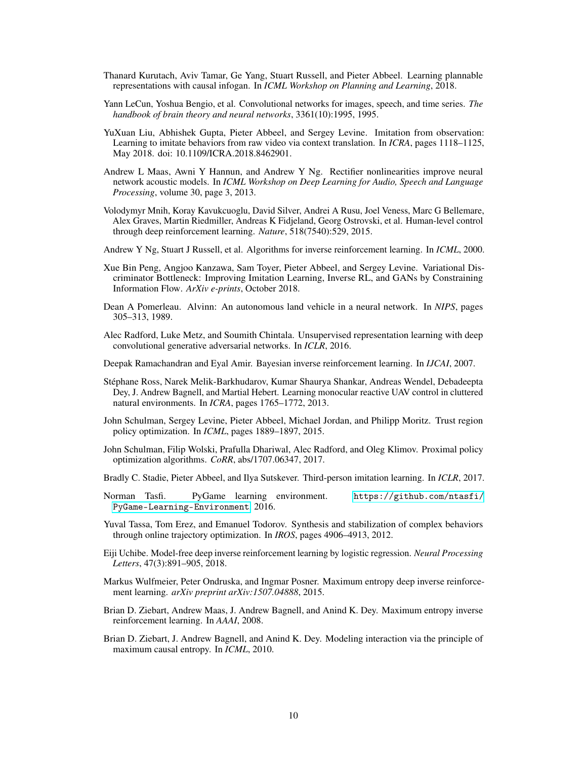Thanard Kurutach, Aviv Tamar, Ge Yang, Stuart Russell, and Pieter Abbeel. Learning plannable representations with causal infogan. In *ICML Workshop on Planning and Learning*, 2018.

Yann LeCun, Yoshua Bengio, et al. Convolutional networks for images, speech, and time series. *The handbook of brain theory and neural networks*, 3361(10):1995, 1995.

YuXuan Liu, Abhishek Gupta, Pieter Abbeel, and Sergey Levine. Imitation from observation: Learning to imitate behaviors from raw video via context translation. In *ICRA*, pages 1118–1125, May 2018. doi: 10.1109/ICRA.2018.8462901.

Andrew L Maas, Awni Y Hannun, and Andrew Y Ng. Rectifier nonlinearities improve neural network acoustic models. In *ICML Workshop on Deep Learning for Audio, Speech and Language Processing*, volume 30, page 3, 2013.

Volodymyr Mnih, Koray Kavukcuoglu, David Silver, Andrei A Rusu, Joel Veness, Marc G Bellemare, Alex Graves, Martin Riedmiller, Andreas K Fidjeland, Georg Ostrovski, et al. Human-level control through deep reinforcement learning. *Nature*, 518(7540):529, 2015.

Andrew Y Ng, Stuart J Russell, et al. Algorithms for inverse reinforcement learning. In *ICML*, 2000.

Xue Bin Peng, Angjoo Kanzawa, Sam Toyer, Pieter Abbeel, and Sergey Levine. Variational Discriminator Bottleneck: Improving Imitation Learning, Inverse RL, and GANs by Constraining Information Flow. *ArXiv e-prints*, October 2018.

Dean A Pomerleau. Alvinn: An autonomous land vehicle in a neural network. In *NIPS*, pages 305–313, 1989.

Alec Radford, Luke Metz, and Soumith Chintala. Unsupervised representation learning with deep convolutional generative adversarial networks. In *ICLR*, 2016.

Deepak Ramachandran and Eyal Amir. Bayesian inverse reinforcement learning. In *IJCAI*, 2007.

Stéphane Ross, Narek Melik-Barkhudarov, Kumar Shaurya Shankar, Andreas Wendel, Debadeepta Dey, J. Andrew Bagnell, and Martial Hebert. Learning monocular reactive UAV control in cluttered natural environments. In *ICRA*, pages 1765–1772, 2013.

John Schulman, Sergey Levine, Pieter Abbeel, Michael Jordan, and Philipp Moritz. Trust region policy optimization. In *ICML*, pages 1889–1897, 2015.

John Schulman, Filip Wolski, Prafulla Dhariwal, Alec Radford, and Oleg Klimov. Proximal policy optimization algorithms. *CoRR*, abs/1707.06347, 2017.

Bradly C. Stadie, Pieter Abbeel, and Ilya Sutskever. Third-person imitation learning. In *ICLR*, 2017.

Norman Tasfi. PyGame learning environment. `https://github.com/ntasfi/PyGame-Learning-Environment`, 2016.

Yuval Tassa, Tom Erez, and Emanuel Todorov. Synthesis and stabilization of complex behaviors through online trajectory optimization. In *IROS*, pages 4906–4913, 2012.

Eiji Uchibe. Model-free deep inverse reinforcement learning by logistic regression. *Neural Processing Letters*, 47(3):891–905, 2018.

Markus Wulfmeier, Peter Ondruska, and Ingmar Posner. Maximum entropy deep inverse reinforcement learning. *arXiv preprint arXiv:1507.04888*, 2015.

Brian D. Ziebart, Andrew Maas, J. Andrew Bagnell, and Anind K. Dey. Maximum entropy inverse reinforcement learning. In *AAAI*, 2008.

Brian D. Ziebart, J. Andrew Bagnell, and Anind K. Dey. Modeling interaction via the principle of maximum causal entropy. In *ICML*, 2010.